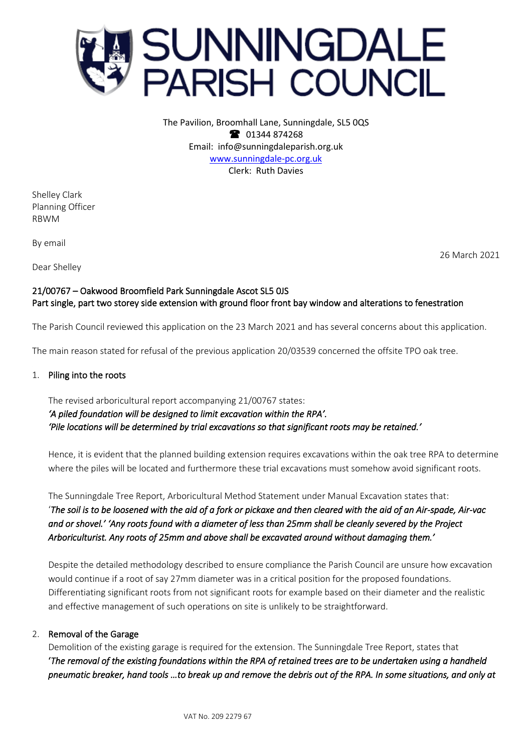# SUNNINGDALE PARISH COUNCIL

The Pavilion, Broomhall Lane, Sunningdale, SL5 0QS
☎ 01344 874268
Email: info@sunningdaleparish.org.uk
www.sunningdale-pc.org.uk
Clerk: Ruth Davies

Shelley Clark
Planning Officer
RBWM

By email

26 March 2021

Dear Shelley

**21/00767 – Oakwood Broomfield Park Sunningdale Ascot SL5 0JS**
**Part single, part two storey side extension with ground floor front bay window and alterations to fenestration**

The Parish Council reviewed this application on the 23 March 2021 and has several concerns about this application.

The main reason stated for refusal of the previous application 20/03539 concerned the offsite TPO oak tree.

1. **Piling into the roots**

   The revised arboricultural report accompanying 21/00767 states:
   ***'A piled foundation will be designed to limit excavation within the RPA'.***
   ***'Pile locations will be determined by trial excavations so that significant roots may be retained.'***

   Hence, it is evident that the planned building extension requires excavations within the oak tree RPA to determine where the piles will be located and furthermore these trial excavations must somehow avoid significant roots.

   The Sunningdale Tree Report, Arboricultural Method Statement under Manual Excavation states that:
   '***The soil is to be loosened with the aid of a fork or pickaxe and then cleared with the aid of an Air-spade, Air-vac and or shovel.' 'Any roots found with a diameter of less than 25mm shall be cleanly severed by the Project Arboriculturist. Any roots of 25mm and above shall be excavated around without damaging them.'***

   Despite the detailed methodology described to ensure compliance the Parish Council are unsure how excavation would continue if a root of say 27mm diameter was in a critical position for the proposed foundations. Differentiating significant roots from not significant roots for example based on their diameter and the realistic and effective management of such operations on site is unlikely to be straightforward.

2. **Removal of the Garage**
   Demolition of the existing garage is required for the extension. The Sunningdale Tree Report, states that
   ***'The removal of the existing foundations within the RPA of retained trees are to be undertaken using a handheld pneumatic breaker, hand tools …to break up and remove the debris out of the RPA. In some situations, and only at***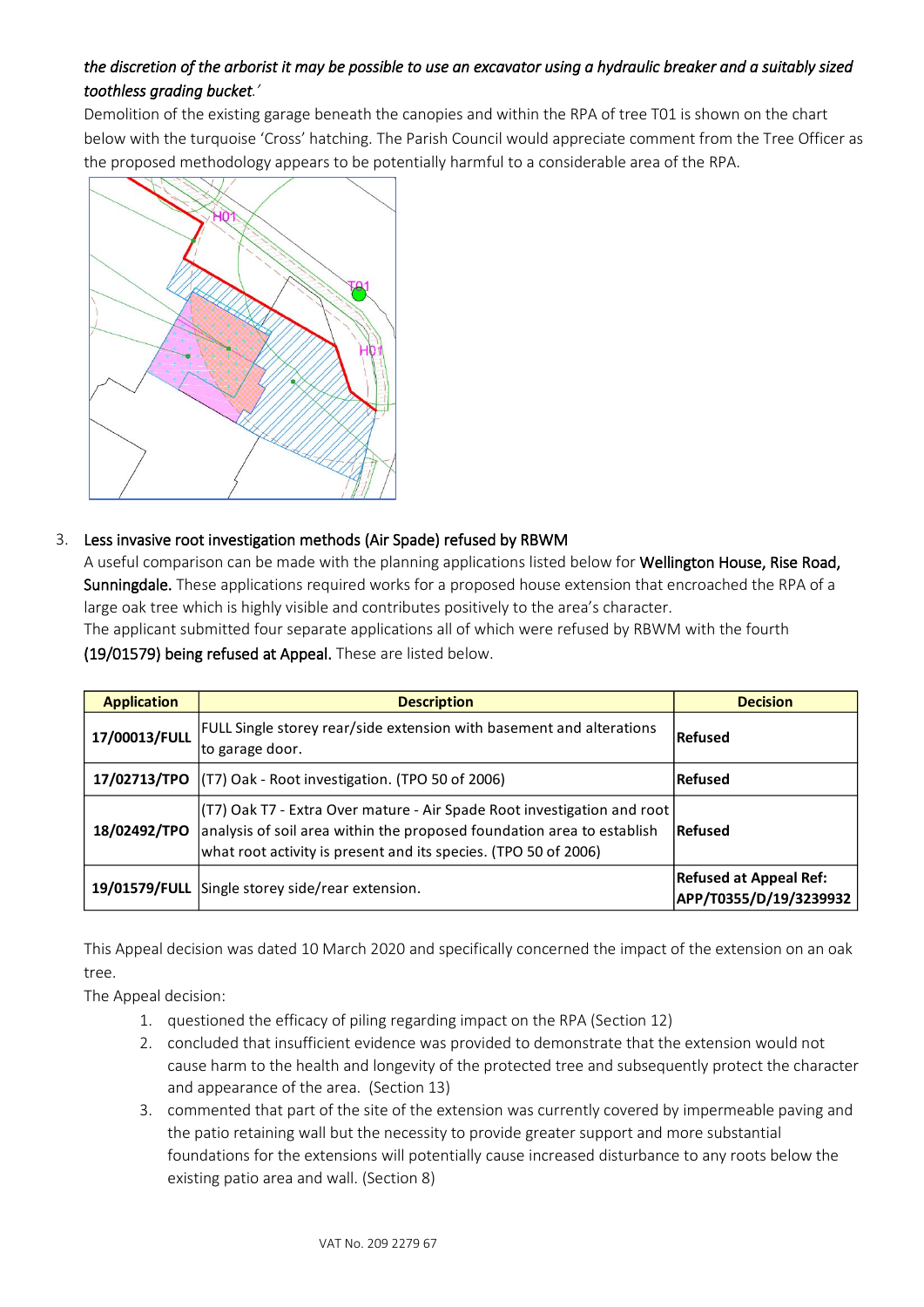*the discretion of the arborist it may be possible to use an excavator using a hydraulic breaker and a suitably sized toothless grading bucket.'*

Demolition of the existing garage beneath the canopies and within the RPA of tree T01 is shown on the chart below with the turquoise 'Cross' hatching. The Parish Council would appreciate comment from the Tree Officer as the proposed methodology appears to be potentially harmful to a considerable area of the RPA.

3. Less invasive root investigation methods (Air Spade) refused by RBWM

A useful comparison can be made with the planning applications listed below for **Wellington House, Rise Road, Sunningdale.** These applications required works for a proposed house extension that encroached the RPA of a large oak tree which is highly visible and contributes positively to the area's character.

The applicant submitted four separate applications all of which were refused by RBWM with the fourth (19/01579) being refused at Appeal. These are listed below.

| Application | Description | Decision |
|---|---|---|
| **17/00013/FULL** | FULL Single storey rear/side extension with basement and alterations to garage door. | **Refused** |
| **17/02713/TPO** | (T7) Oak - Root investigation. (TPO 50 of 2006) | **Refused** |
| **18/02492/TPO** | (T7) Oak T7 - Extra Over mature - Air Spade Root investigation and root analysis of soil area within the proposed foundation area to establish what root activity is present and its species. (TPO 50 of 2006) | **Refused** |
| **19/01579/FULL** | Single storey side/rear extension. | **Refused at Appeal Ref: APP/T0355/D/19/3239932** |

This Appeal decision was dated 10 March 2020 and specifically concerned the impact of the extension on an oak tree.

The Appeal decision:

1. questioned the efficacy of piling regarding impact on the RPA (Section 12)
2. concluded that insufficient evidence was provided to demonstrate that the extension would not cause harm to the health and longevity of the protected tree and subsequently protect the character and appearance of the area. (Section 13)
3. commented that part of the site of the extension was currently covered by impermeable paving and the patio retaining wall but the necessity to provide greater support and more substantial foundations for the extensions will potentially cause increased disturbance to any roots below the existing patio area and wall. (Section 8)

VAT No. 209 2279 67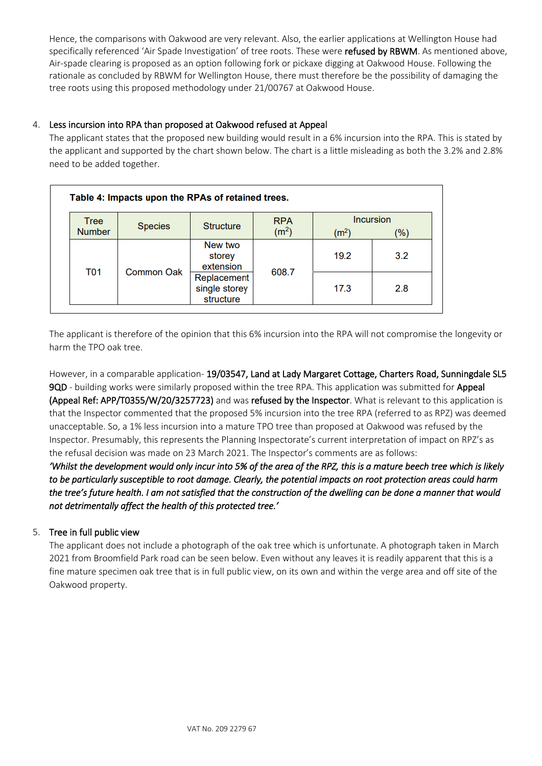Hence, the comparisons with Oakwood are very relevant. Also, the earlier applications at Wellington House had specifically referenced 'Air Spade Investigation' of tree roots. These were **refused by RBWM**. As mentioned above, Air-spade clearing is proposed as an option following fork or pickaxe digging at Oakwood House. Following the rationale as concluded by RBWM for Wellington House, there must therefore be the possibility of damaging the tree roots using this proposed methodology under 21/00767 at Oakwood House.

4. Less incursion into RPA than proposed at Oakwood refused at Appeal

The applicant states that the proposed new building would result in a 6% incursion into the RPA. This is stated by the applicant and supported by the chart shown below. The chart is a little misleading as both the 3.2% and 2.8% need to be added together.

**Table 4: Impacts upon the RPAs of retained trees.**

| Tree Number | Species | Structure | RPA ($m^2$) | Incursion ($m^2$) | Incursion (%) |
|---|---|---|---|---|---|
| T01 | Common Oak | New two storey extension | 608.7 | 19.2 | 3.2 |
| | | Replacement single storey structure | | 17.3 | 2.8 |

The applicant is therefore of the opinion that this 6% incursion into the RPA will not compromise the longevity or harm the TPO oak tree.

However, in a comparable application- **19/03547, Land at Lady Margaret Cottage, Charters Road, Sunningdale SL5 9QD** - building works were similarly proposed within the tree RPA. This application was submitted for **Appeal (Appeal Ref: APP/T0355/W/20/3257723)** and was **refused by the Inspector**. What is relevant to this application is that the Inspector commented that the proposed 5% incursion into the tree RPA (referred to as RPZ) was deemed unacceptable. So, a 1% less incursion into a mature TPO tree than proposed at Oakwood was refused by the Inspector. Presumably, this represents the Planning Inspectorate's current interpretation of impact on RPZ's as the refusal decision was made on 23 March 2021. The Inspector's comments are as follows:
***'Whilst the development would only incur into 5% of the area of the RPZ, this is a mature beech tree which is likely to be particularly susceptible to root damage. Clearly, the potential impacts on root protection areas could harm the tree's future health. I am not satisfied that the construction of the dwelling can be done a manner that would not detrimentally affect the health of this protected tree.'***

5. Tree in full public view

The applicant does not include a photograph of the oak tree which is unfortunate. A photograph taken in March 2021 from Broomfield Park road can be seen below. Even without any leaves it is readily apparent that this is a fine mature specimen oak tree that is in full public view, on its own and within the verge area and off site of the Oakwood property.

VAT No. 209 2279 67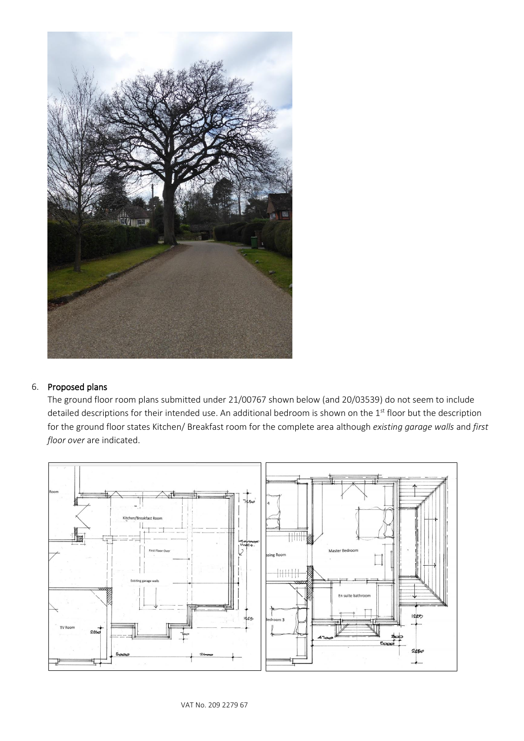6. **Proposed plans**

   The ground floor room plans submitted under 21/00767 shown below (and 20/03539) do not seem to include detailed descriptions for their intended use. An additional bedroom is shown on the 1st floor but the description for the ground floor states Kitchen/ Breakfast room for the complete area although *existing garage walls* and *first floor over* are indicated.

VAT No. 209 2279 67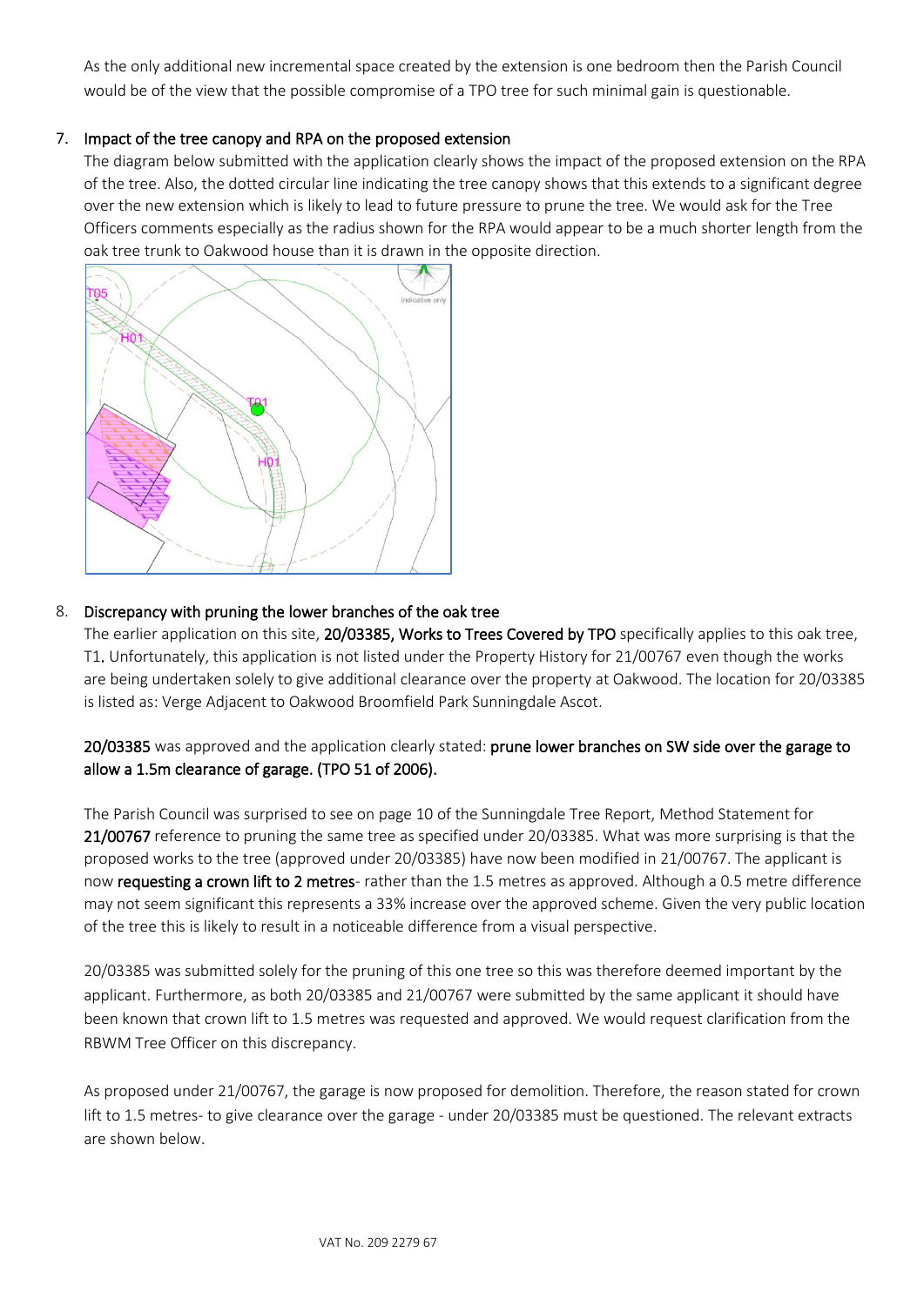As the only additional new incremental space created by the extension is one bedroom then the Parish Council would be of the view that the possible compromise of a TPO tree for such minimal gain is questionable.

7. Impact of the tree canopy and RPA on the proposed extension

   The diagram below submitted with the application clearly shows the impact of the proposed extension on the RPA of the tree. Also, the dotted circular line indicating the tree canopy shows that this extends to a significant degree over the new extension which is likely to lead to future pressure to prune the tree. We would ask for the Tree Officers comments especially as the radius shown for the RPA would appear to be a much shorter length from the oak tree trunk to Oakwood house than it is drawn in the opposite direction.

8. Discrepancy with pruning the lower branches of the oak tree

   The earlier application on this site, **20/03385, Works to Trees Covered by TPO** specifically applies to this oak tree, T1**.** Unfortunately, this application is not listed under the Property History for 21/00767 even though the works are being undertaken solely to give additional clearance over the property at Oakwood. The location for 20/03385 is listed as: Verge Adjacent to Oakwood Broomfield Park Sunningdale Ascot.

   **20/03385** was approved and the application clearly stated: **prune lower branches on SW side over the garage to allow a 1.5m clearance of garage. (TPO 51 of 2006).**

   The Parish Council was surprised to see on page 10 of the Sunningdale Tree Report, Method Statement for **21/00767** reference to pruning the same tree as specified under 20/03385. What was more surprising is that the proposed works to the tree (approved under 20/03385) have now been modified in 21/00767. The applicant is now **requesting a crown lift to 2 metres**- rather than the 1.5 metres as approved. Although a 0.5 metre difference may not seem significant this represents a 33% increase over the approved scheme. Given the very public location of the tree this is likely to result in a noticeable difference from a visual perspective.

   20/03385 was submitted solely for the pruning of this one tree so this was therefore deemed important by the applicant. Furthermore, as both 20/03385 and 21/00767 were submitted by the same applicant it should have been known that crown lift to 1.5 metres was requested and approved. We would request clarification from the RBWM Tree Officer on this discrepancy.

   As proposed under 21/00767, the garage is now proposed for demolition. Therefore, the reason stated for crown lift to 1.5 metres- to give clearance over the garage - under 20/03385 must be questioned. The relevant extracts are shown below.

VAT No. 209 2279 67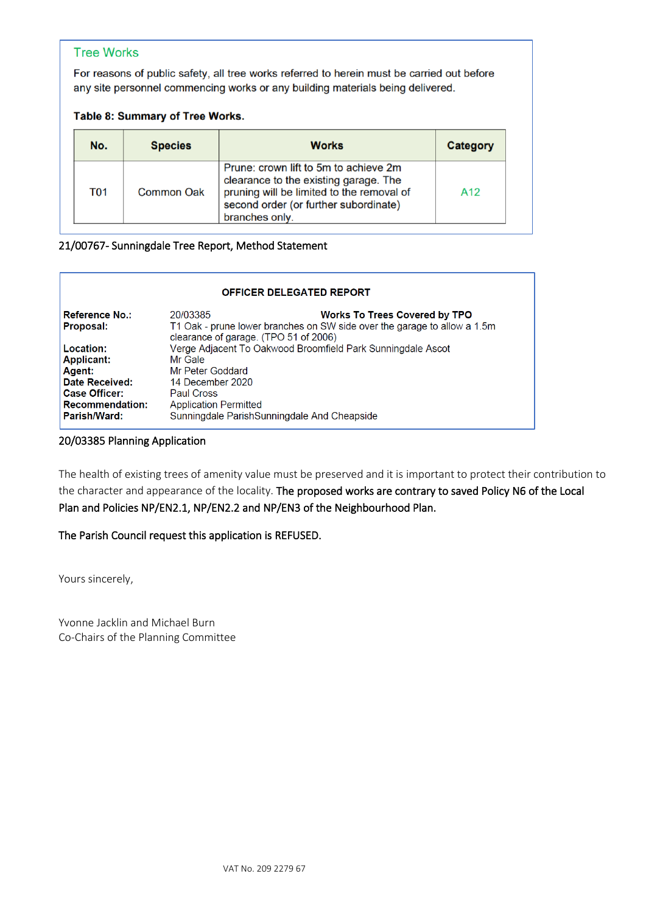### Tree Works

For reasons of public safety, all tree works referred to herein must be carried out before any site personnel commencing works or any building materials being delivered.

**Table 8: Summary of Tree Works.**

| No. | Species | Works | Category |
|---|---|---|---|
| T01 | Common Oak | Prune: crown lift to 5m to achieve 2m clearance to the existing garage. The pruning will be limited to the removal of second order (or further subordinate) branches only. | A12 |

21/00767- Sunningdale Tree Report, Method Statement

**OFFICER DELEGATED REPORT**

| | |
|---|---|
| **Reference No.:** | 20/03385 **Works To Trees Covered by TPO** |
| **Proposal:** | T1 Oak - prune lower branches on SW side over the garage to allow a 1.5m clearance of garage. (TPO 51 of 2006) |
| **Location:** | Verge Adjacent To Oakwood Broomfield Park Sunningdale Ascot |
| **Applicant:** | Mr Gale |
| **Agent:** | Mr Peter Goddard |
| **Date Received:** | 14 December 2020 |
| **Case Officer:** | Paul Cross |
| **Recommendation:** | Application Permitted |
| **Parish/Ward:** | Sunningdale ParishSunningdale And Cheapside |

20/03385 Planning Application

The health of existing trees of amenity value must be preserved and it is important to protect their contribution to the character and appearance of the locality. **The proposed works are contrary to saved Policy N6 of the Local Plan and Policies NP/EN2.1, NP/EN2.2 and NP/EN3 of the Neighbourhood Plan.**

**The Parish Council request this application is REFUSED.**

Yours sincerely,

Yvonne Jacklin and Michael Burn
Co-Chairs of the Planning Committee

VAT No. 209 2279 67